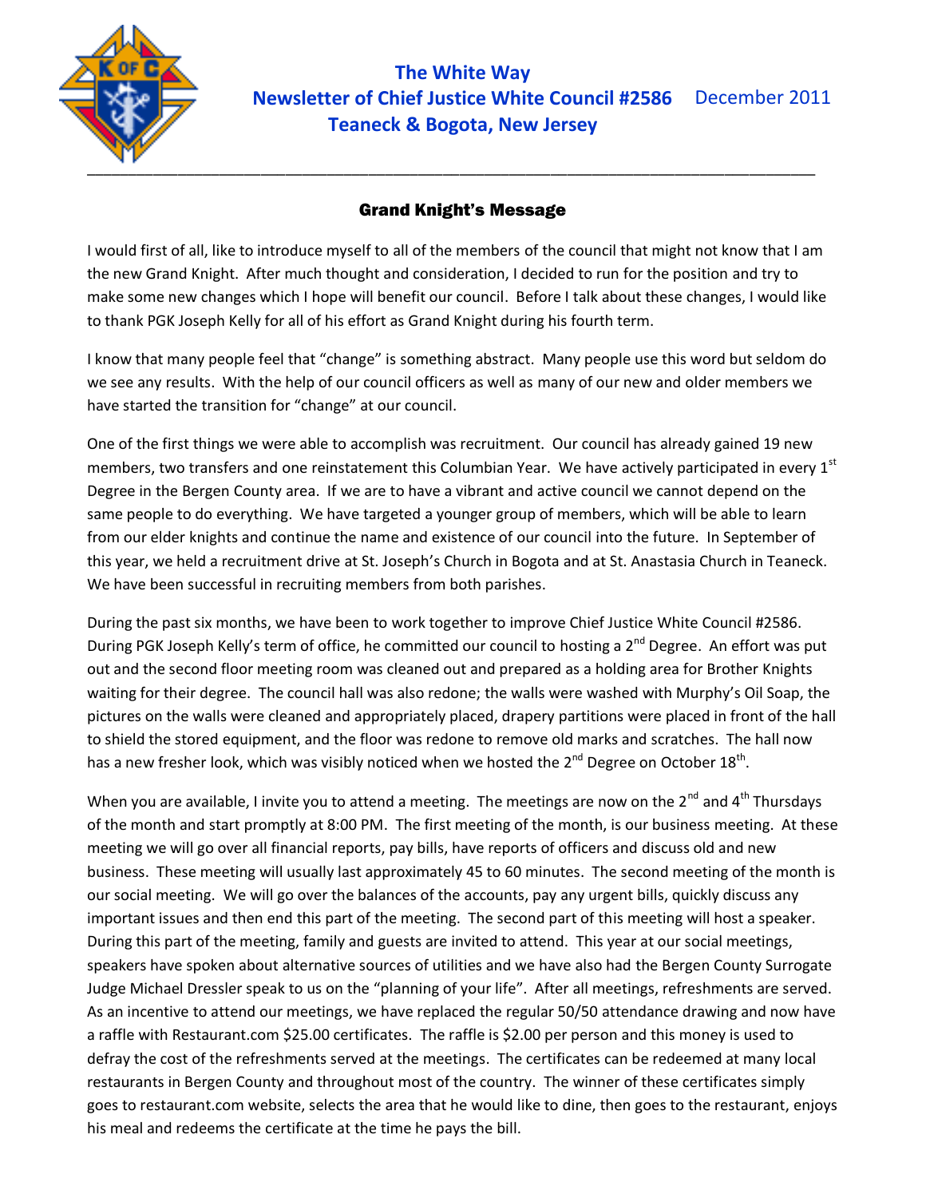# The White Way
## Newsletter of Chief Justice White Council #2586
## Teaneck & Bogota, New Jersey

December 2011

---

### Grand Knight's Message

I would first of all, like to introduce myself to all of the members of the council that might not know that I am the new Grand Knight. After much thought and consideration, I decided to run for the position and try to make some new changes which I hope will benefit our council. Before I talk about these changes, I would like to thank PGK Joseph Kelly for all of his effort as Grand Knight during his fourth term.

I know that many people feel that "change" is something abstract. Many people use this word but seldom do we see any results. With the help of our council officers as well as many of our new and older members we have started the transition for "change" at our council.

One of the first things we were able to accomplish was recruitment. Our council has already gained 19 new members, two transfers and one reinstatement this Columbian Year. We have actively participated in every 1st Degree in the Bergen County area. If we are to have a vibrant and active council we cannot depend on the same people to do everything. We have targeted a younger group of members, which will be able to learn from our elder knights and continue the name and existence of our council into the future. In September of this year, we held a recruitment drive at St. Joseph's Church in Bogota and at St. Anastasia Church in Teaneck. We have been successful in recruiting members from both parishes.

During the past six months, we have been to work together to improve Chief Justice White Council #2586. During PGK Joseph Kelly's term of office, he committed our council to hosting a 2nd Degree. An effort was put out and the second floor meeting room was cleaned out and prepared as a holding area for Brother Knights waiting for their degree. The council hall was also redone; the walls were washed with Murphy's Oil Soap, the pictures on the walls were cleaned and appropriately placed, drapery partitions were placed in front of the hall to shield the stored equipment, and the floor was redone to remove old marks and scratches. The hall now has a new fresher look, which was visibly noticed when we hosted the 2nd Degree on October 18th.

When you are available, I invite you to attend a meeting. The meetings are now on the 2nd and 4th Thursdays of the month and start promptly at 8:00 PM. The first meeting of the month, is our business meeting. At these meeting we will go over all financial reports, pay bills, have reports of officers and discuss old and new business. These meeting will usually last approximately 45 to 60 minutes. The second meeting of the month is our social meeting. We will go over the balances of the accounts, pay any urgent bills, quickly discuss any important issues and then end this part of the meeting. The second part of this meeting will host a speaker. During this part of the meeting, family and guests are invited to attend. This year at our social meetings, speakers have spoken about alternative sources of utilities and we have also had the Bergen County Surrogate Judge Michael Dressler speak to us on the "planning of your life". After all meetings, refreshments are served. As an incentive to attend our meetings, we have replaced the regular 50/50 attendance drawing and now have a raffle with Restaurant.com $25.00 certificates. The raffle is $2.00 per person and this money is used to defray the cost of the refreshments served at the meetings. The certificates can be redeemed at many local restaurants in Bergen County and throughout most of the country. The winner of these certificates simply goes to restaurant.com website, selects the area that he would like to dine, then goes to the restaurant, enjoys his meal and redeems the certificate at the time he pays the bill.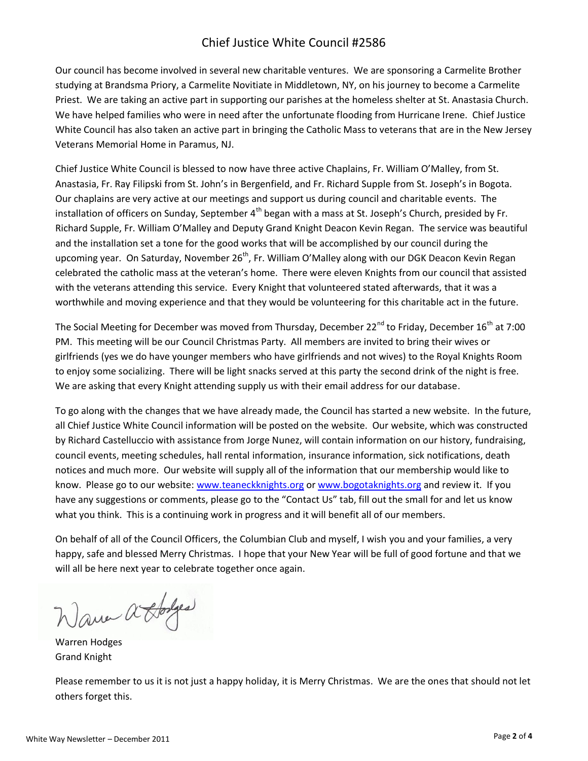# Chief Justice White Council #2586

Our council has become involved in several new charitable ventures. We are sponsoring a Carmelite Brother studying at Brandsma Priory, a Carmelite Novitiate in Middletown, NY, on his journey to become a Carmelite Priest. We are taking an active part in supporting our parishes at the homeless shelter at St. Anastasia Church. We have helped families who were in need after the unfortunate flooding from Hurricane Irene. Chief Justice White Council has also taken an active part in bringing the Catholic Mass to veterans that are in the New Jersey Veterans Memorial Home in Paramus, NJ.

Chief Justice White Council is blessed to now have three active Chaplains, Fr. William O'Malley, from St. Anastasia, Fr. Ray Filipski from St. John's in Bergenfield, and Fr. Richard Supple from St. Joseph's in Bogota. Our chaplains are very active at our meetings and support us during council and charitable events. The installation of officers on Sunday, September 4th began with a mass at St. Joseph's Church, presided by Fr. Richard Supple, Fr. William O'Malley and Deputy Grand Knight Deacon Kevin Regan. The service was beautiful and the installation set a tone for the good works that will be accomplished by our council during the upcoming year. On Saturday, November 26th, Fr. William O'Malley along with our DGK Deacon Kevin Regan celebrated the catholic mass at the veteran's home. There were eleven Knights from our council that assisted with the veterans attending this service. Every Knight that volunteered stated afterwards, that it was a worthwhile and moving experience and that they would be volunteering for this charitable act in the future.

The Social Meeting for December was moved from Thursday, December 22nd to Friday, December 16th at 7:00 PM. This meeting will be our Council Christmas Party. All members are invited to bring their wives or girlfriends (yes we do have younger members who have girlfriends and not wives) to the Royal Knights Room to enjoy some socializing. There will be light snacks served at this party the second drink of the night is free. We are asking that every Knight attending supply us with their email address for our database.

To go along with the changes that we have already made, the Council has started a new website. In the future, all Chief Justice White Council information will be posted on the website. Our website, which was constructed by Richard Castelluccio with assistance from Jorge Nunez, will contain information on our history, fundraising, council events, meeting schedules, hall rental information, insurance information, sick notifications, death notices and much more. Our website will supply all of the information that our membership would like to know. Please go to our website: www.teaneckknights.org or www.bogotaknights.org and review it. If you have any suggestions or comments, please go to the "Contact Us" tab, fill out the small for and let us know what you think. This is a continuing work in progress and it will benefit all of our members.

On behalf of all of the Council Officers, the Columbian Club and myself, I wish you and your families, a very happy, safe and blessed Merry Christmas. I hope that your New Year will be full of good fortune and that we will all be here next year to celebrate together once again.

Warren A Hodges

Warren Hodges
Grand Knight

Please remember to us it is not just a happy holiday, it is Merry Christmas. We are the ones that should not let others forget this.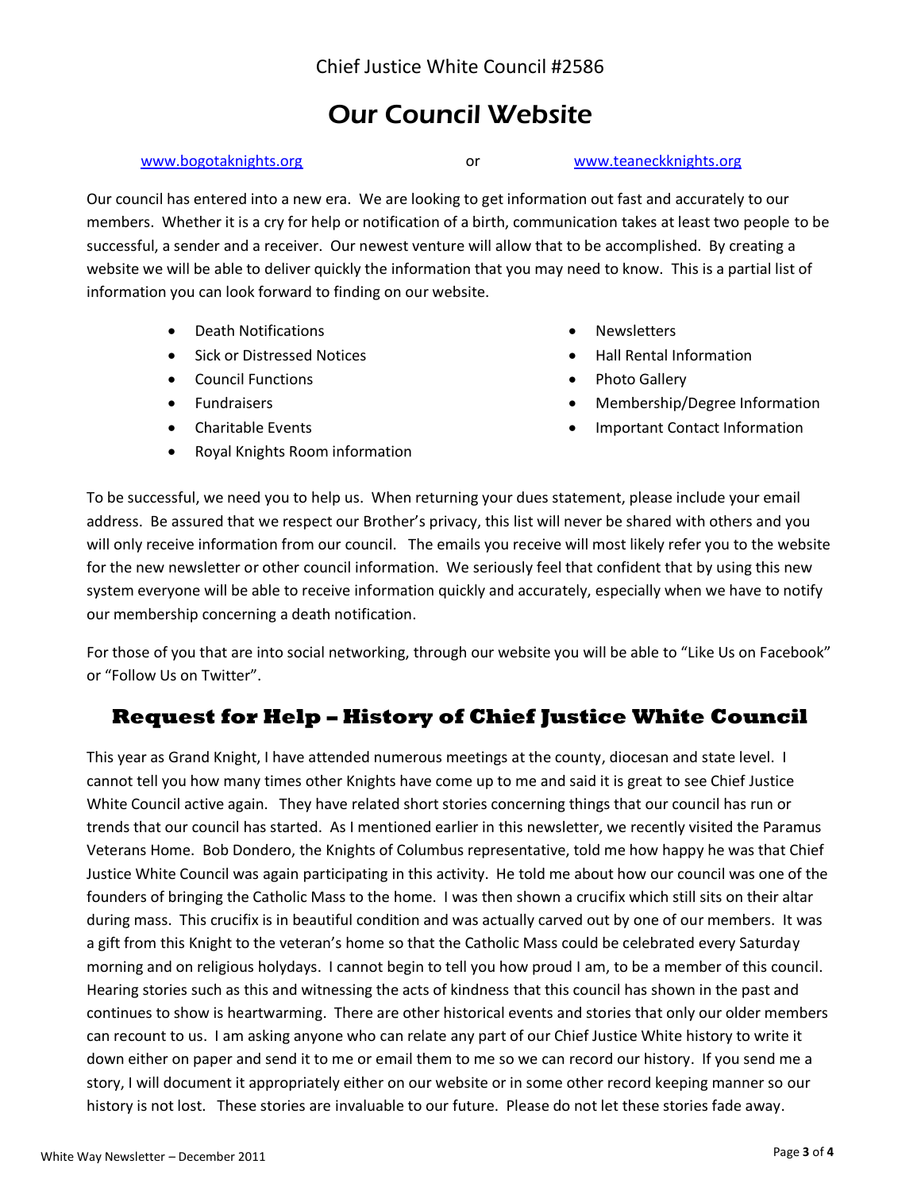Chief Justice White Council #2586

# Our Council Website

www.bogotaknights.org or www.teaneckknights.org

Our council has entered into a new era. We are looking to get information out fast and accurately to our members. Whether it is a cry for help or notification of a birth, communication takes at least two people to be successful, a sender and a receiver. Our newest venture will allow that to be accomplished. By creating a website we will be able to deliver quickly the information that you may need to know. This is a partial list of information you can look forward to finding on our website.

- Death Notifications
- Sick or Distressed Notices
- Council Functions
- Fundraisers
- Charitable Events
- Royal Knights Room information
- Newsletters
- Hall Rental Information
- Photo Gallery
- Membership/Degree Information
- Important Contact Information

To be successful, we need you to help us. When returning your dues statement, please include your email address. Be assured that we respect our Brother's privacy, this list will never be shared with others and you will only receive information from our council. The emails you receive will most likely refer you to the website for the new newsletter or other council information. We seriously feel that confident that by using this new system everyone will be able to receive information quickly and accurately, especially when we have to notify our membership concerning a death notification.

For those of you that are into social networking, through our website you will be able to "Like Us on Facebook" or "Follow Us on Twitter".

## Request for Help – History of Chief Justice White Council

This year as Grand Knight, I have attended numerous meetings at the county, diocesan and state level. I cannot tell you how many times other Knights have come up to me and said it is great to see Chief Justice White Council active again. They have related short stories concerning things that our council has run or trends that our council has started. As I mentioned earlier in this newsletter, we recently visited the Paramus Veterans Home. Bob Dondero, the Knights of Columbus representative, told me how happy he was that Chief Justice White Council was again participating in this activity. He told me about how our council was one of the founders of bringing the Catholic Mass to the home. I was then shown a crucifix which still sits on their altar during mass. This crucifix is in beautiful condition and was actually carved out by one of our members. It was a gift from this Knight to the veteran's home so that the Catholic Mass could be celebrated every Saturday morning and on religious holydays. I cannot begin to tell you how proud I am, to be a member of this council. Hearing stories such as this and witnessing the acts of kindness that this council has shown in the past and continues to show is heartwarming. There are other historical events and stories that only our older members can recount to us. I am asking anyone who can relate any part of our Chief Justice White history to write it down either on paper and send it to me or email them to me so we can record our history. If you send me a story, I will document it appropriately either on our website or in some other record keeping manner so our history is not lost. These stories are invaluable to our future. Please do not let these stories fade away.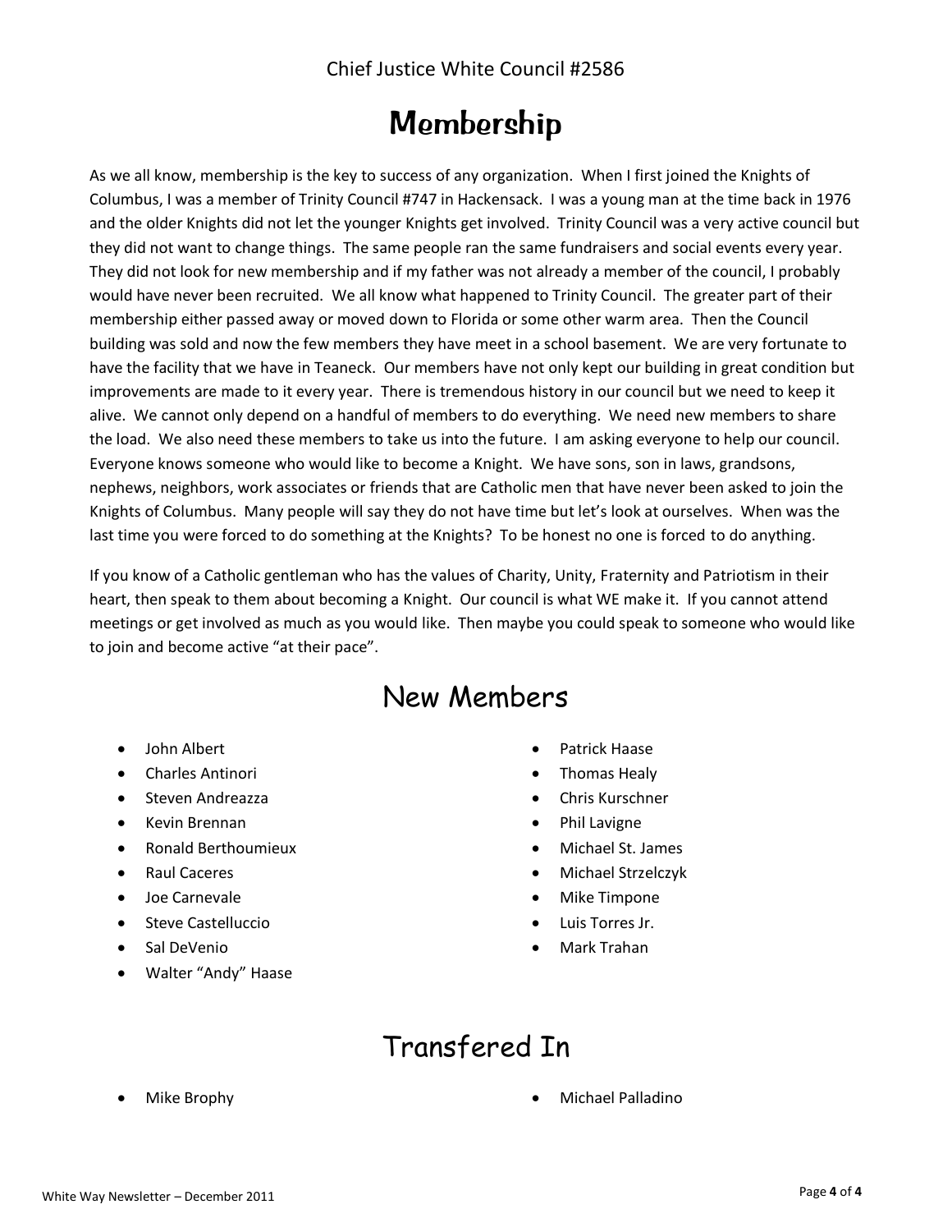Chief Justice White Council #2586

# Membership

As we all know, membership is the key to success of any organization. When I first joined the Knights of Columbus, I was a member of Trinity Council #747 in Hackensack. I was a young man at the time back in 1976 and the older Knights did not let the younger Knights get involved. Trinity Council was a very active council but they did not want to change things. The same people ran the same fundraisers and social events every year. They did not look for new membership and if my father was not already a member of the council, I probably would have never been recruited. We all know what happened to Trinity Council. The greater part of their membership either passed away or moved down to Florida or some other warm area. Then the Council building was sold and now the few members they have meet in a school basement. We are very fortunate to have the facility that we have in Teaneck. Our members have not only kept our building in great condition but improvements are made to it every year. There is tremendous history in our council but we need to keep it alive. We cannot only depend on a handful of members to do everything. We need new members to share the load. We also need these members to take us into the future. I am asking everyone to help our council. Everyone knows someone who would like to become a Knight. We have sons, son in laws, grandsons, nephews, neighbors, work associates or friends that are Catholic men that have never been asked to join the Knights of Columbus. Many people will say they do not have time but let's look at ourselves. When was the last time you were forced to do something at the Knights? To be honest no one is forced to do anything.

If you know of a Catholic gentleman who has the values of Charity, Unity, Fraternity and Patriotism in their heart, then speak to them about becoming a Knight. Our council is what WE make it. If you cannot attend meetings or get involved as much as you would like. Then maybe you could speak to someone who would like to join and become active "at their pace".

## New Members

- John Albert
- Charles Antinori
- Steven Andreazza
- Kevin Brennan
- Ronald Berthoumieux
- Raul Caceres
- Joe Carnevale
- Steve Castelluccio
- Sal DeVenio
- Walter "Andy" Haase
- Patrick Haase
- Thomas Healy
- Chris Kurschner
- Phil Lavigne
- Michael St. James
- Michael Strzelczyk
- Mike Timpone
- Luis Torres Jr.
- Mark Trahan

## Transfered In

- Mike Brophy
- Michael Palladino

White Way Newsletter – December 2011